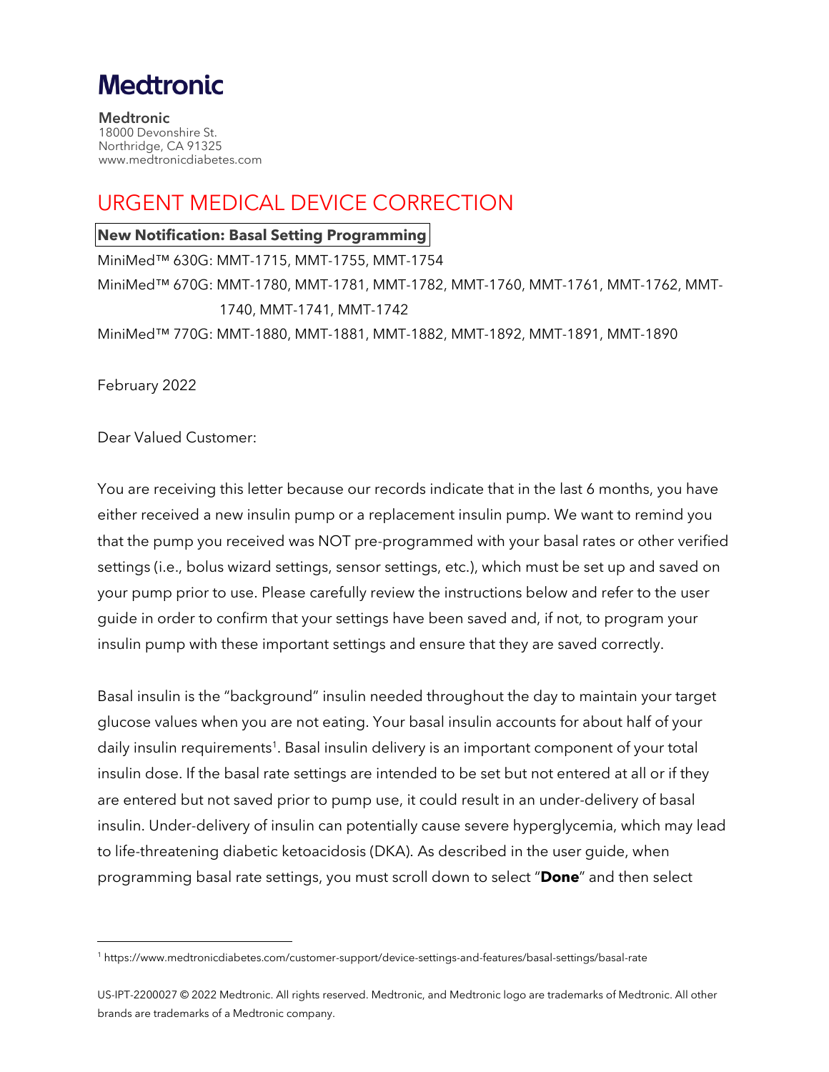# Medtronic

**Medtronic**
18000 Devonshire St.
Northridge, CA 91325
www.medtronicdiabetes.com

## URGENT MEDICAL DEVICE CORRECTION

**New Notification: Basal Setting Programming**

MiniMed™ 630G: MMT-1715, MMT-1755, MMT-1754

MiniMed™ 670G: MMT-1780, MMT-1781, MMT-1782, MMT-1760, MMT-1761, MMT-1762, MMT-1740, MMT-1741, MMT-1742

MiniMed™ 770G: MMT-1880, MMT-1881, MMT-1882, MMT-1892, MMT-1891, MMT-1890

February 2022

Dear Valued Customer:

You are receiving this letter because our records indicate that in the last 6 months, you have either received a new insulin pump or a replacement insulin pump. We want to remind you that the pump you received was NOT pre-programmed with your basal rates or other verified settings (i.e., bolus wizard settings, sensor settings, etc.), which must be set up and saved on your pump prior to use. Please carefully review the instructions below and refer to the user guide in order to confirm that your settings have been saved and, if not, to program your insulin pump with these important settings and ensure that they are saved correctly.

Basal insulin is the "background" insulin needed throughout the day to maintain your target glucose values when you are not eating. Your basal insulin accounts for about half of your daily insulin requirements[1]. Basal insulin delivery is an important component of your total insulin dose. If the basal rate settings are intended to be set but not entered at all or if they are entered but not saved prior to pump use, it could result in an under-delivery of basal insulin. Under-delivery of insulin can potentially cause severe hyperglycemia, which may lead to life-threatening diabetic ketoacidosis (DKA). As described in the user guide, when programming basal rate settings, you must scroll down to select "**Done**" and then select

[1] https://www.medtronicdiabetes.com/customer-support/device-settings-and-features/basal-settings/basal-rate

US-IPT-2200027 © 2022 Medtronic. All rights reserved. Medtronic, and Medtronic logo are trademarks of Medtronic. All other brands are trademarks of a Medtronic company.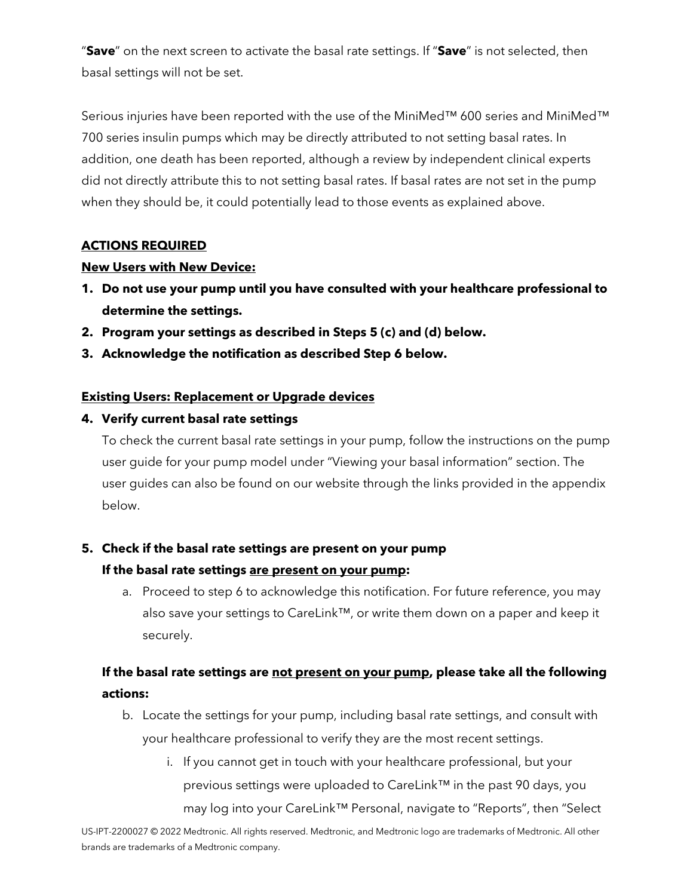"**Save**" on the next screen to activate the basal rate settings. If "**Save**" is not selected, then basal settings will not be set.

Serious injuries have been reported with the use of the MiniMed™ 600 series and MiniMed™ 700 series insulin pumps which may be directly attributed to not setting basal rates. In addition, one death has been reported, although a review by independent clinical experts did not directly attribute this to not setting basal rates. If basal rates are not set in the pump when they should be, it could potentially lead to those events as explained above.

**ACTIONS REQUIRED**

**New Users with New Device:**

1. **Do not use your pump until you have consulted with your healthcare professional to determine the settings.**
2. **Program your settings as described in Steps 5 (c) and (d) below.**
3. **Acknowledge the notification as described Step 6 below.**

**Existing Users: Replacement or Upgrade devices**

4. **Verify current basal rate settings**

   To check the current basal rate settings in your pump, follow the instructions on the pump user guide for your pump model under "Viewing your basal information" section. The user guides can also be found on our website through the links provided in the appendix below.

5. **Check if the basal rate settings are present on your pump**

   **If the basal rate settings are present on your pump:**

   a. Proceed to step 6 to acknowledge this notification. For future reference, you may also save your settings to CareLink™, or write them down on a paper and keep it securely.

   **If the basal rate settings are not present on your pump, please take all the following actions:**

   b. Locate the settings for your pump, including basal rate settings, and consult with your healthcare professional to verify they are the most recent settings.

      i. If you cannot get in touch with your healthcare professional, but your previous settings were uploaded to CareLink™ in the past 90 days, you may log into your CareLink™ Personal, navigate to "Reports", then "Select

US-IPT-2200027 © 2022 Medtronic. All rights reserved. Medtronic, and Medtronic logo are trademarks of Medtronic. All other brands are trademarks of a Medtronic company.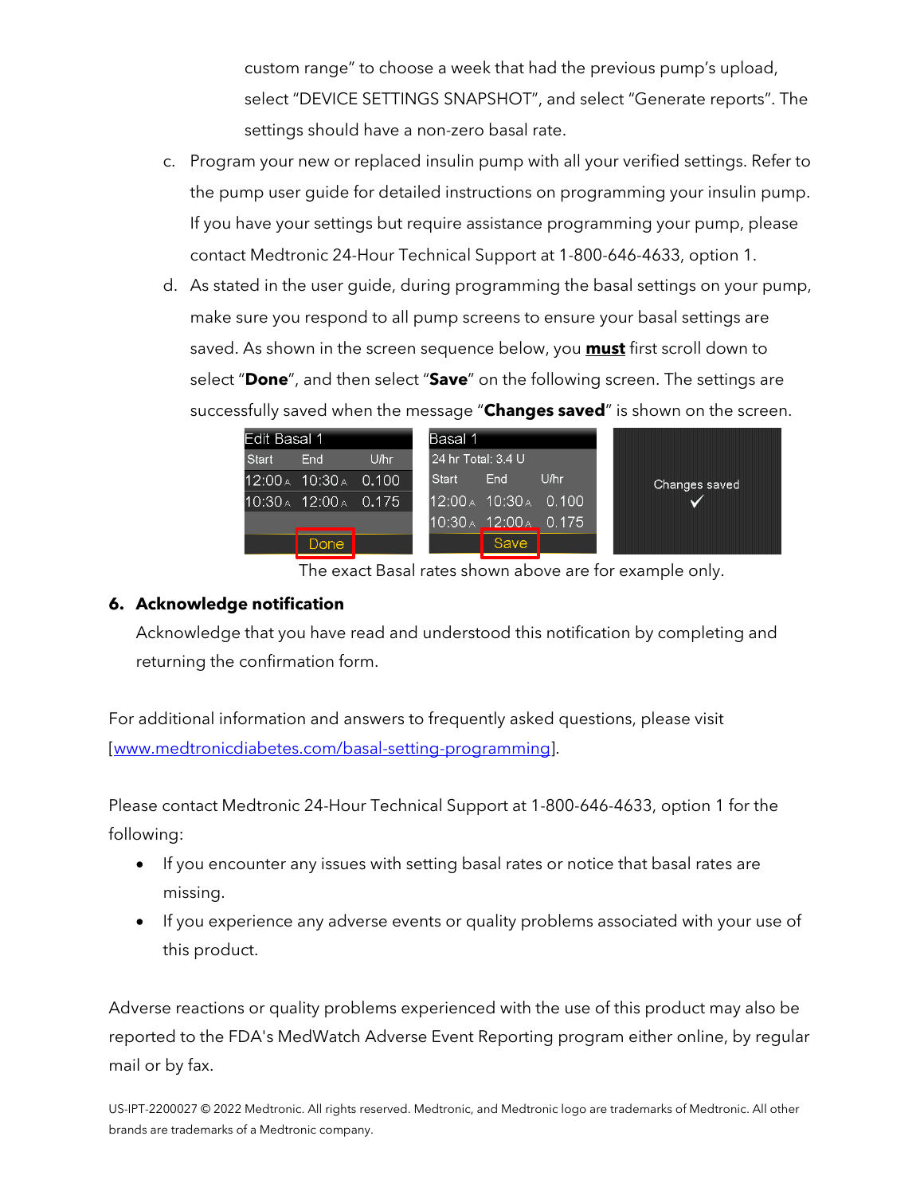custom range" to choose a week that had the previous pump's upload, select "DEVICE SETTINGS SNAPSHOT", and select "Generate reports". The settings should have a non-zero basal rate.

c. Program your new or replaced insulin pump with all your verified settings. Refer to the pump user guide for detailed instructions on programming your insulin pump. If you have your settings but require assistance programming your pump, please contact Medtronic 24-Hour Technical Support at 1-800-646-4633, option 1.

d. As stated in the user guide, during programming the basal settings on your pump, make sure you respond to all pump screens to ensure your basal settings are saved. As shown in the screen sequence below, you **must** first scroll down to select "**Done**", and then select "**Save**" on the following screen. The settings are successfully saved when the message "**Changes saved**" is shown on the screen.

The exact Basal rates shown above are for example only.

## 6. Acknowledge notification

Acknowledge that you have read and understood this notification by completing and returning the confirmation form.

For additional information and answers to frequently asked questions, please visit [www.medtronicdiabetes.com/basal-setting-programming].

Please contact Medtronic 24-Hour Technical Support at 1-800-646-4633, option 1 for the following:

- If you encounter any issues with setting basal rates or notice that basal rates are missing.
- If you experience any adverse events or quality problems associated with your use of this product.

Adverse reactions or quality problems experienced with the use of this product may also be reported to the FDA's MedWatch Adverse Event Reporting program either online, by regular mail or by fax.

US-IPT-2200027 © 2022 Medtronic. All rights reserved. Medtronic, and Medtronic logo are trademarks of Medtronic. All other brands are trademarks of a Medtronic company.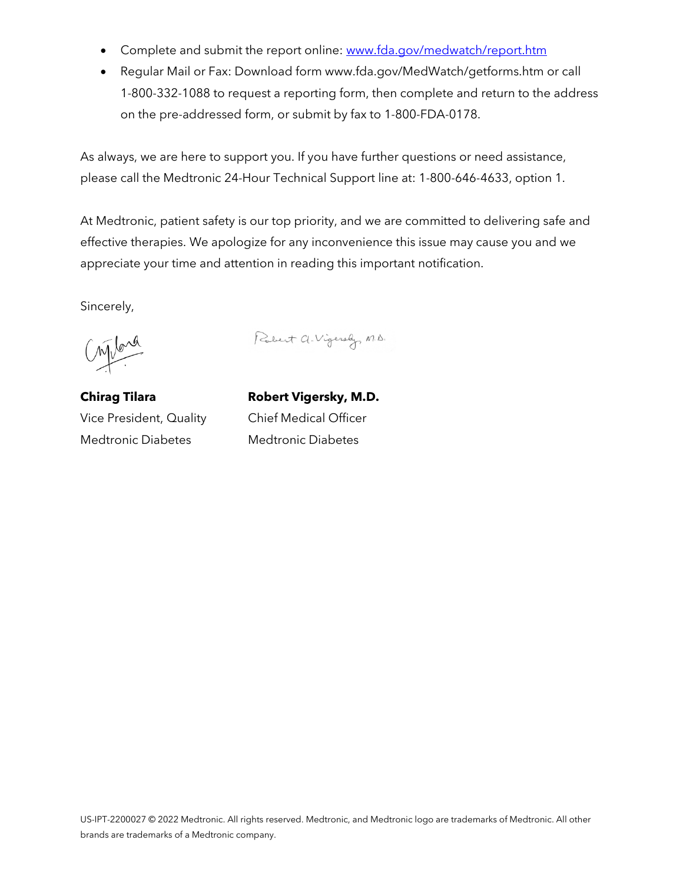- Complete and submit the report online: [www.fda.gov/medwatch/report.htm](www.fda.gov/medwatch/report.htm)
- Regular Mail or Fax: Download form www.fda.gov/MedWatch/getforms.htm or call 1-800-332-1088 to request a reporting form, then complete and return to the address on the pre-addressed form, or submit by fax to 1-800-FDA-0178.

As always, we are here to support you. If you have further questions or need assistance, please call the Medtronic 24-Hour Technical Support line at: 1-800-646-4633, option 1.

At Medtronic, patient safety is our top priority, and we are committed to delivering safe and effective therapies. We apologize for any inconvenience this issue may cause you and we appreciate your time and attention in reading this important notification.

Sincerely,

| **Chirag Tilara** | **Robert Vigersky, M.D.** |
|---|---|
| Vice President, Quality | Chief Medical Officer |
| Medtronic Diabetes | Medtronic Diabetes |

US-IPT-2200027 © 2022 Medtronic. All rights reserved. Medtronic, and Medtronic logo are trademarks of Medtronic. All other brands are trademarks of a Medtronic company.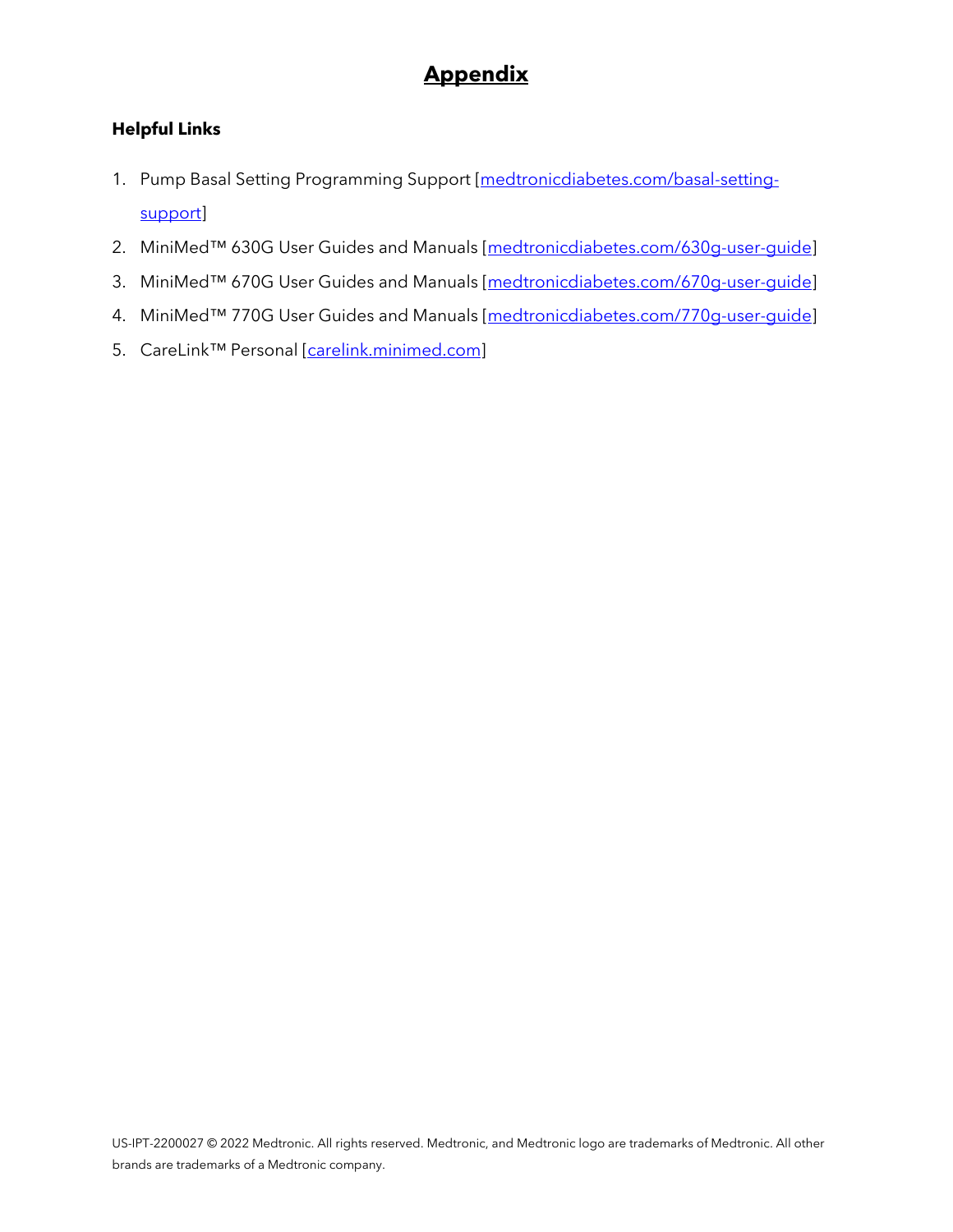# Appendix

**Helpful Links**

1. Pump Basal Setting Programming Support [medtronicdiabetes.com/basal-setting-support]
2. MiniMed™ 630G User Guides and Manuals [medtronicdiabetes.com/630g-user-guide]
3. MiniMed™ 670G User Guides and Manuals [medtronicdiabetes.com/670g-user-guide]
4. MiniMed™ 770G User Guides and Manuals [medtronicdiabetes.com/770g-user-guide]
5. CareLink™ Personal [carelink.minimed.com]

US-IPT-2200027 © 2022 Medtronic. All rights reserved. Medtronic, and Medtronic logo are trademarks of Medtronic. All other brands are trademarks of a Medtronic company.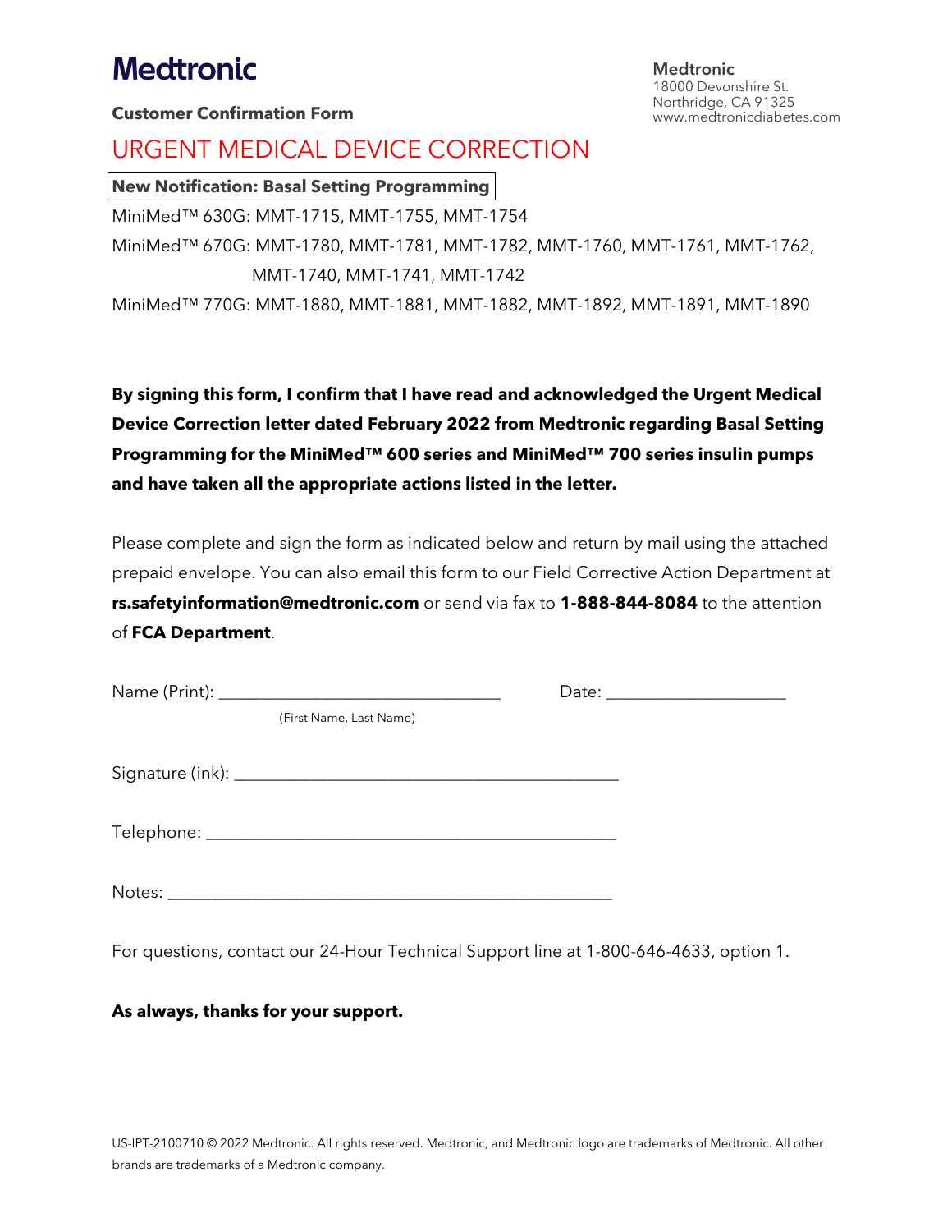# Medtronic

**Customer Confirmation Form**

Medtronic
18000 Devonshire St.
Northridge, CA 91325
www.medtronicdiabetes.com

## URGENT MEDICAL DEVICE CORRECTION

**New Notification: Basal Setting Programming**

MiniMed™ 630G: MMT-1715, MMT-1755, MMT-1754

MiniMed™ 670G: MMT-1780, MMT-1781, MMT-1782, MMT-1760, MMT-1761, MMT-1762, MMT-1740, MMT-1741, MMT-1742

MiniMed™ 770G: MMT-1880, MMT-1881, MMT-1882, MMT-1892, MMT-1891, MMT-1890

**By signing this form, I confirm that I have read and acknowledged the Urgent Medical Device Correction letter dated February 2022 from Medtronic regarding Basal Setting Programming for the MiniMed™ 600 series and MiniMed™ 700 series insulin pumps and have taken all the appropriate actions listed in the letter.**

Please complete and sign the form as indicated below and return by mail using the attached prepaid envelope. You can also email this form to our Field Corrective Action Department at **rs.safetyinformation@medtronic.com** or send via fax to **1-888-844-8084** to the attention of **FCA Department**.

Name (Print): ______________________________ Date: ____________________
(First Name, Last Name)

Signature (ink): ________________________________________

Telephone: ___________________________________________

Notes: _______________________________________________

For questions, contact our 24-Hour Technical Support line at 1-800-646-4633, option 1.

**As always, thanks for your support.**

US-IPT-2100710 © 2022 Medtronic. All rights reserved. Medtronic, and Medtronic logo are trademarks of Medtronic. All other brands are trademarks of a Medtronic company.